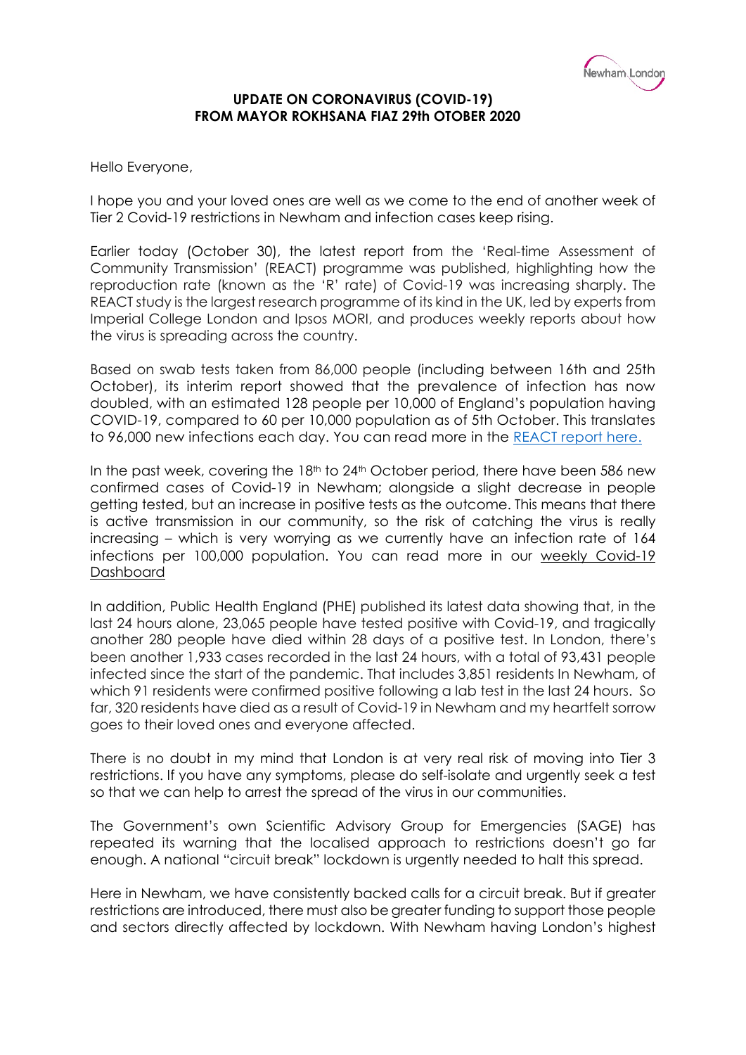**UPDATE ON CORONAVIRUS (COVID-19) FROM MAYOR ROKHSANA FIAZ 29th OTOBER 2020**

Hello Everyone,

I hope you and your loved ones are well as we come to the end of another week of Tier 2 Covid-19 restrictions in Newham and infection cases keep rising.

Earlier today (October 30), the latest report from the 'Real-time Assessment of Community Transmission' (REACT) programme was published, highlighting how the reproduction rate (known as the 'R' rate) of Covid-19 was increasing sharply. The REACT study is the largest research programme of its kind in the UK, led by experts from Imperial College London and Ipsos MORI, and produces weekly reports about how the virus is spreading across the country.

Based on swab tests taken from 86,000 people (including between 16th and 25th October), its interim report showed that the prevalence of infection has now doubled, with an estimated 128 people per 10,000 of England's population having COVID-19, compared to 60 per 10,000 population as of 5th October. This translates to 96,000 new infections each day. You can read more in the REACT report here.

In the past week, covering the 18th to 24th October period, there have been 586 new confirmed cases of Covid-19 in Newham; alongside a slight decrease in people getting tested, but an increase in positive tests as the outcome. This means that there is active transmission in our community, so the risk of catching the virus is really increasing – which is very worrying as we currently have an infection rate of 164 infections per 100,000 population. You can read more in our weekly Covid-19 Dashboard

In addition, Public Health England (PHE) published its latest data showing that, in the last 24 hours alone, 23,065 people have tested positive with Covid-19, and tragically another 280 people have died within 28 days of a positive test. In London, there's been another 1,933 cases recorded in the last 24 hours, with a total of 93,431 people infected since the start of the pandemic. That includes 3,851 residents In Newham, of which 91 residents were confirmed positive following a lab test in the last 24 hours. So far, 320 residents have died as a result of Covid-19 in Newham and my heartfelt sorrow goes to their loved ones and everyone affected.

There is no doubt in my mind that London is at very real risk of moving into Tier 3 restrictions. If you have any symptoms, please do self-isolate and urgently seek a test so that we can help to arrest the spread of the virus in our communities.

The Government's own Scientific Advisory Group for Emergencies (SAGE) has repeated its warning that the localised approach to restrictions doesn't go far enough. A national "circuit break" lockdown is urgently needed to halt this spread.

Here in Newham, we have consistently backed calls for a circuit break. But if greater restrictions are introduced, there must also be greater funding to support those people and sectors directly affected by lockdown. With Newham having London's highest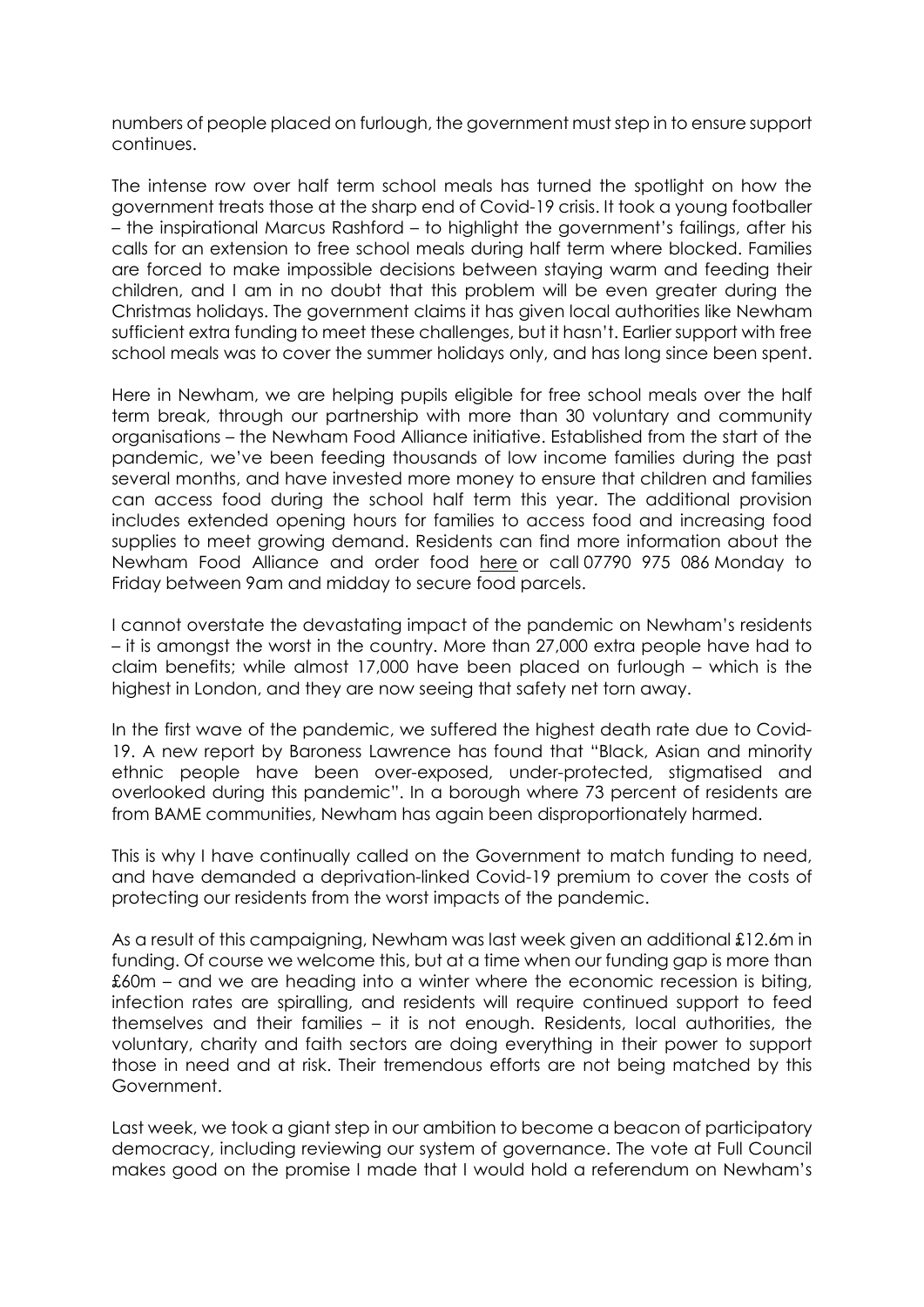numbers of people placed on furlough, the government must step in to ensure support continues.

The intense row over half term school meals has turned the spotlight on how the government treats those at the sharp end of Covid-19 crisis. It took a young footballer – the inspirational Marcus Rashford – to highlight the government's failings, after his calls for an extension to free school meals during half term where blocked. Families are forced to make impossible decisions between staying warm and feeding their children, and I am in no doubt that this problem will be even greater during the Christmas holidays. The government claims it has given local authorities like Newham sufficient extra funding to meet these challenges, but it hasn't. Earlier support with free school meals was to cover the summer holidays only, and has long since been spent.

Here in Newham, we are helping pupils eligible for free school meals over the half term break, through our partnership with more than 30 voluntary and community organisations – the Newham Food Alliance initiative. Established from the start of the pandemic, we've been feeding thousands of low income families during the past several months, and have invested more money to ensure that children and families can access food during the school half term this year. The additional provision includes extended opening hours for families to access food and increasing food supplies to meet growing demand. Residents can find more information about the Newham Food Alliance and order food here or call 07790 975 086 Monday to Friday between 9am and midday to secure food parcels.

I cannot overstate the devastating impact of the pandemic on Newham's residents – it is amongst the worst in the country. More than 27,000 extra people have had to claim benefits; while almost 17,000 have been placed on furlough – which is the highest in London, and they are now seeing that safety net torn away.

In the first wave of the pandemic, we suffered the highest death rate due to Covid-19. A new report by Baroness Lawrence has found that "Black, Asian and minority ethnic people have been over-exposed, under-protected, stigmatised and overlooked during this pandemic". In a borough where 73 percent of residents are from BAME communities, Newham has again been disproportionately harmed.

This is why I have continually called on the Government to match funding to need, and have demanded a deprivation-linked Covid-19 premium to cover the costs of protecting our residents from the worst impacts of the pandemic.

As a result of this campaigning, Newham was last week given an additional £12.6m in funding. Of course we welcome this, but at a time where our funding gap is more than £60m – and we are heading into a winter where the economic recession is biting, infection rates are spiralling, and residents will require continued support to feed themselves and their families – it is not enough. Residents, local authorities, the voluntary, charity and faith sectors are doing everything in their power to support those in need and at risk. Their tremendous efforts are not being matched by this Government.

Last week, we took a giant step in our ambition to become a beacon of participatory democracy, including reviewing our system of governance. The vote at Full Council makes good on the promise I made that I would hold a referendum on Newham's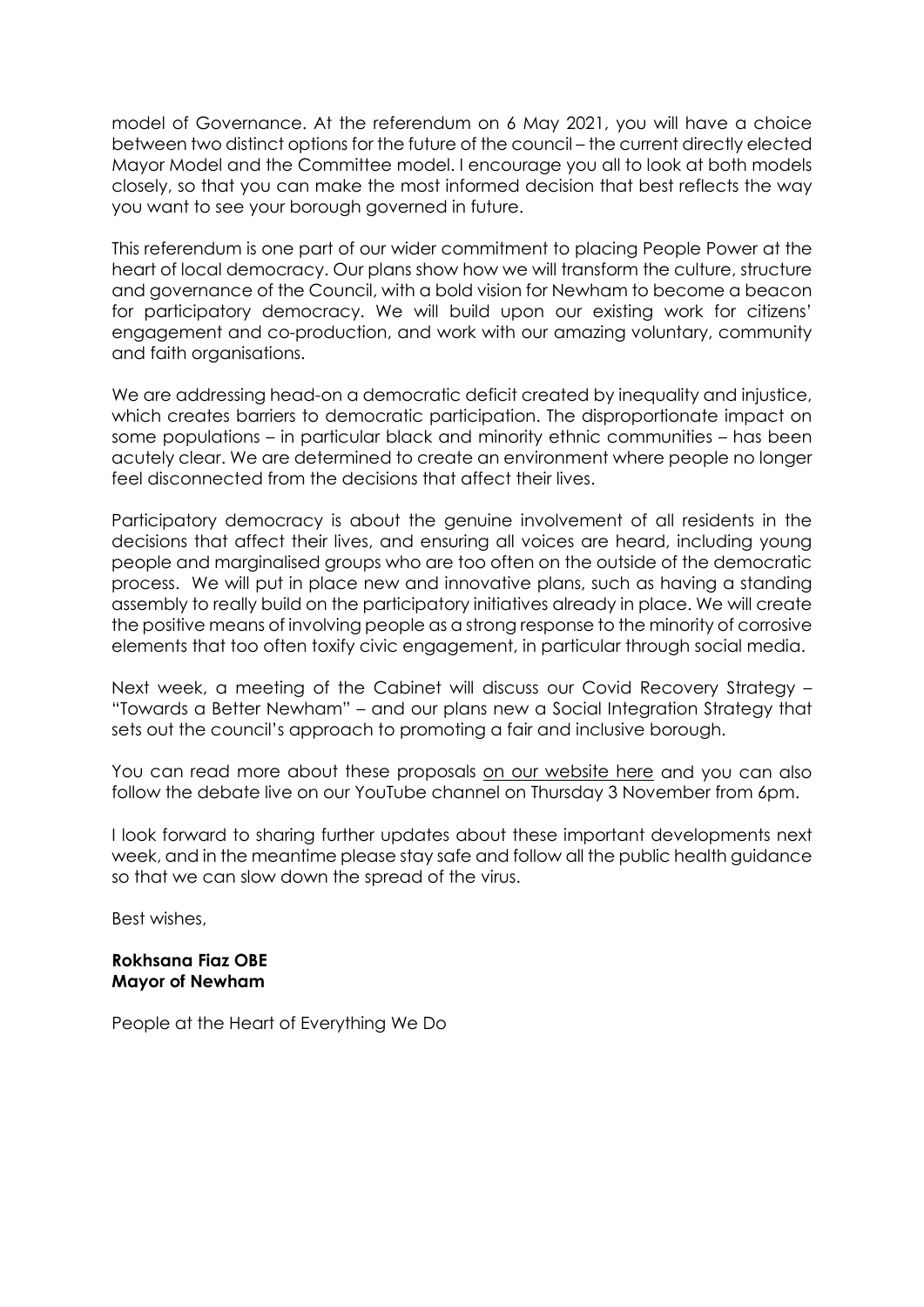model of Governance. At the referendum on 6 May 2021, you will have a choice between two distinct options for the future of the council – the current directly elected Mayor Model and the Committee model. I encourage you all to look at both models closely, so that you can make the most informed decision that best reflects the way you want to see your borough governed in future.

This referendum is one part of our wider commitment to placing People Power at the heart of local democracy. Our plans show how we will transform the culture, structure and governance of the Council, with a bold vision for Newham to become a beacon for participatory democracy. We will build upon our existing work for citizens' engagement and co-production, and work with our amazing voluntary, community and faith organisations.

We are addressing head-on a democratic deficit created by inequality and injustice, which creates barriers to democratic participation. The disproportionate impact on some populations – in particular black and minority ethnic communities – has been acutely clear. We are determined to create an environment where people no longer feel disconnected from the decisions that affect their lives.

Participatory democracy is about the genuine involvement of all residents in the decisions that affect their lives, and ensuring all voices are heard, including young people and marginalised groups who are too often on the outside of the democratic process. We will put in place new and innovative plans, such as having a standing assembly to really build on the participatory initiatives already in place. We will create the positive means of involving people as a strong response to the minority of corrosive elements that too often toxify civic engagement, in particular through social media.

Next week, a meeting of the Cabinet will discuss our Covid Recovery Strategy – "Towards a Better Newham" – and our plans new a Social Integration Strategy that sets out the council's approach to promoting a fair and inclusive borough.

You can read more about these proposals on our website here and you can also follow the debate live on our YouTube channel on Thursday 3 November from 6pm.

I look forward to sharing further updates about these important developments next week, and in the meantime please stay safe and follow all the public health guidance so that we can slow down the spread of the virus.

Best wishes,

**Rokhsana Fiaz OBE**
**Mayor of Newham**

People at the Heart of Everything We Do